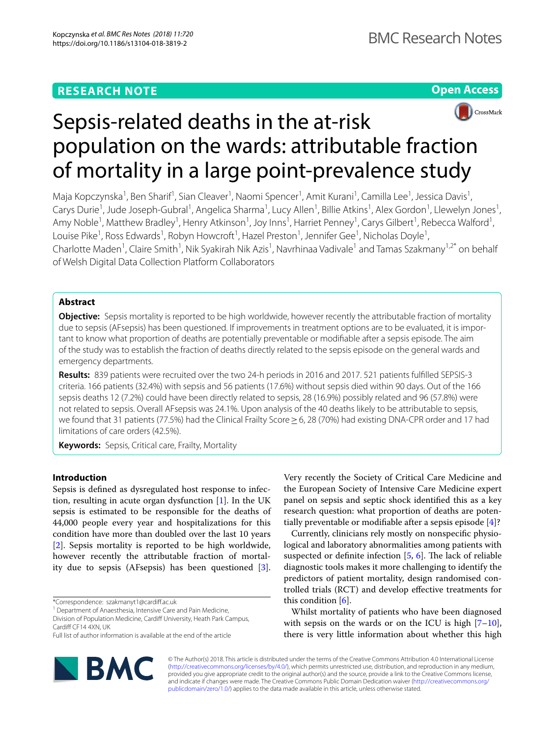**RESEARCH NOTE**

**Open Access**

# Sepsis-related deaths in the at-risk population on the wards: attributable fraction of mortality in a large point-prevalence study

Maja Kopczynska[1], Ben Sharif[1], Sian Cleaver[1], Naomi Spencer[1], Amit Kurani[1], Camilla Lee[1], Jessica Davis[1], Carys Durie[1], Jude Joseph-Gubral[1], Angelica Sharma[1], Lucy Allen[1], Billie Atkins[1], Alex Gordon[1], Llewelyn Jones[1], Amy Noble[1], Matthew Bradley[1], Henry Atkinson[1], Joy Inns[1], Harriet Penney[1], Carys Gilbert[1], Rebecca Walford[1], Louise Pike[1], Ross Edwards[1], Robyn Howcroft[1], Hazel Preston[1], Jennifer Gee[1], Nicholas Doyle[1], Charlotte Maden[1], Claire Smith[1], Nik Syakirah Nik Azis[1], Navrhinaa Vadivale[1] and Tamas Szakmany[1,2*] on behalf of Welsh Digital Data Collection Platform Collaborators

## Abstract

**Objective:** Sepsis mortality is reported to be high worldwide, however recently the attributable fraction of mortality due to sepsis (AFsepsis) has been questioned. If improvements in treatment options are to be evaluated, it is important to know what proportion of deaths are potentially preventable or modifiable after a sepsis episode. The aim of the study was to establish the fraction of deaths directly related to the sepsis episode on the general wards and emergency departments.

**Results:** 839 patients were recruited over the two 24-h periods in 2016 and 2017. 521 patients fulfilled SEPSIS-3 criteria. 166 patients (32.4%) with sepsis and 56 patients (17.6%) without sepsis died within 90 days. Out of the 166 sepsis deaths 12 (7.2%) could have been directly related to sepsis, 28 (16.9%) possibly related and 96 (57.8%) were not related to sepsis. Overall AFsepsis was 24.1%. Upon analysis of the 40 deaths likely to be attributable to sepsis, we found that 31 patients (77.5%) had the Clinical Frailty Score ≥ 6, 28 (70%) had existing DNA-CPR order and 17 had limitations of care orders (42.5%).

**Keywords:** Sepsis, Critical care, Frailty, Mortality

## Introduction

Sepsis is defined as dysregulated host response to infection, resulting in acute organ dysfunction [1]. In the UK sepsis is estimated to be responsible for the deaths of 44,000 people every year and hospitalizations for this condition have more than doubled over the last 10 years [2]. Sepsis mortality is reported to be high worldwide, however recently the attributable fraction of mortality due to sepsis (AFsepsis) has been questioned [3]. Very recently the Society of Critical Care Medicine and the European Society of Intensive Care Medicine expert panel on sepsis and septic shock identified this as a key research question: what proportion of deaths are potentially preventable or modifiable after a sepsis episode [4]?

Currently, clinicians rely mostly on nonspecific physiological and laboratory abnormalities among patients with suspected or definite infection [5, 6]. The lack of reliable diagnostic tools makes it more challenging to identify the predictors of patient mortality, design randomised controlled trials (RCT) and develop effective treatments for this condition [6].

Whilst mortality of patients who have been diagnosed with sepsis on the wards or on the ICU is high [7–10], there is very little information about whether this high

*Correspondence: szakmanyt1@cardiff.ac.uk
[1] Department of Anaesthesia, Intensive Care and Pain Medicine, Division of Population Medicine, Cardiff University, Heath Park Campus, Cardiff CF14 4XN, UK
Full list of author information is available at the end of the article

© The Author(s) 2018. This article is distributed under the terms of the Creative Commons Attribution 4.0 International License (http://creativecommons.org/licenses/by/4.0/), which permits unrestricted use, distribution, and reproduction in any medium, provided you give appropriate credit to the original author(s) and the source, provide a link to the Creative Commons license, and indicate if changes were made. The Creative Commons Public Domain Dedication waiver (http://creativecommons.org/publicdomain/zero/1.0/) applies to the data made available in this article, unless otherwise stated.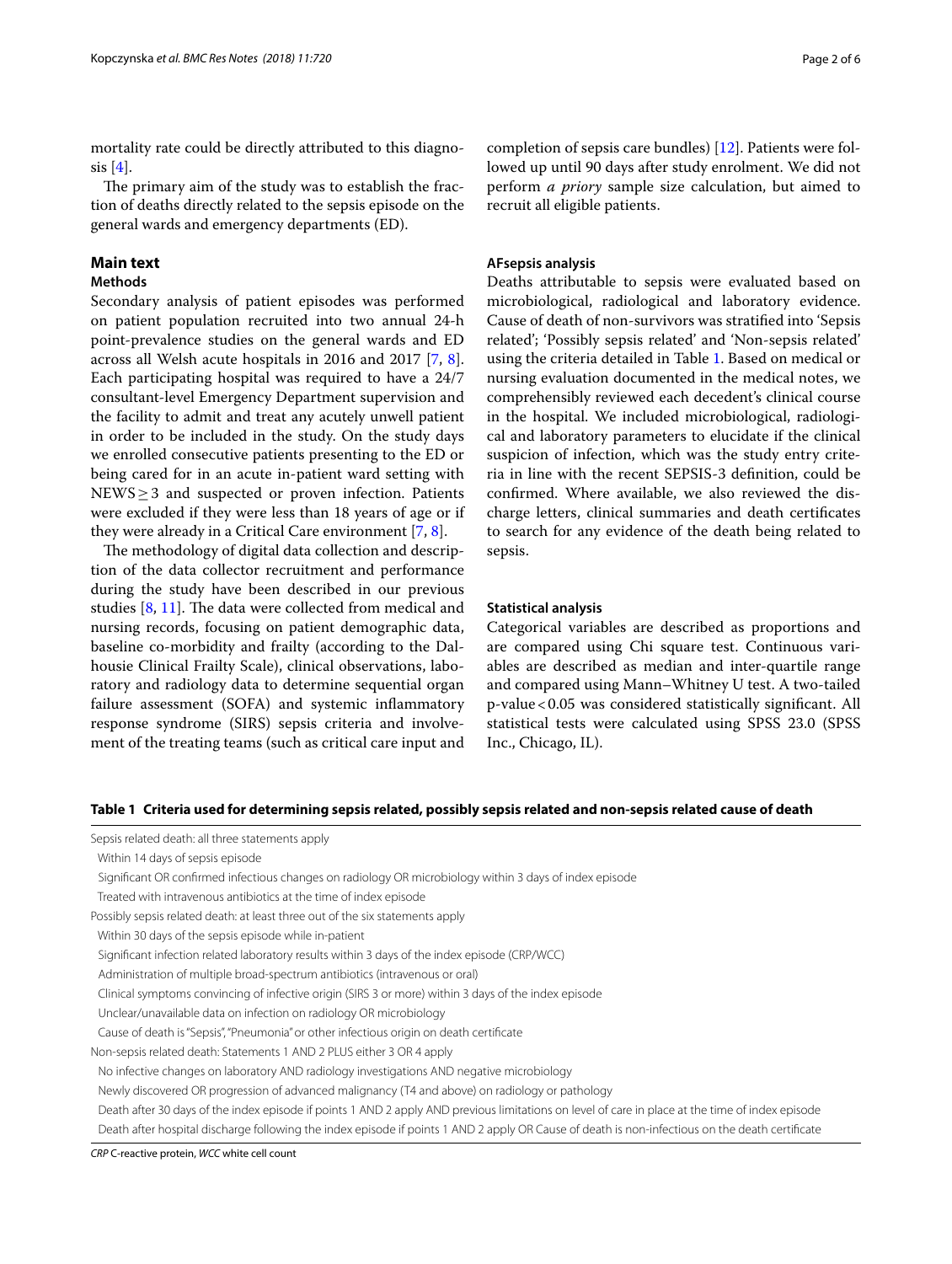mortality rate could be directly attributed to this diagnosis [4].

The primary aim of the study was to establish the fraction of deaths directly related to the sepsis episode on the general wards and emergency departments (ED).

## Main text

### Methods

Secondary analysis of patient episodes was performed on patient population recruited into two annual 24-h point-prevalence studies on the general wards and ED across all Welsh acute hospitals in 2016 and 2017 [7, 8]. Each participating hospital was required to have a 24/7 consultant-level Emergency Department supervision and the facility to admit and treat any acutely unwell patient in order to be included in the study. On the study days we enrolled consecutive patients presenting to the ED or being cared for in an acute in-patient ward setting with NEWS $\geq 3$ and suspected or proven infection. Patients were excluded if they were less than 18 years of age or if they were already in a Critical Care environment [7, 8].

The methodology of digital data collection and description of the data collector recruitment and performance during the study have been described in our previous studies [8, 11]. The data were collected from medical and nursing records, focusing on patient demographic data, baseline co-morbidity and frailty (according to the Dalhousie Clinical Frailty Scale), clinical observations, laboratory and radiology data to determine sequential organ failure assessment (SOFA) and systemic inflammatory response syndrome (SIRS) sepsis criteria and involvement of the treating teams (such as critical care input and completion of sepsis care bundles) [12]. Patients were followed up until 90 days after study enrolment. We did not perform *a priory* sample size calculation, but aimed to recruit all eligible patients.

### AFsepsis analysis

Deaths attributable to sepsis were evaluated based on microbiological, radiological and laboratory evidence. Cause of death of non-survivors was stratified into 'Sepsis related'; 'Possibly sepsis related' and 'Non-sepsis related' using the criteria detailed in Table 1. Based on medical or nursing evaluation documented in the medical notes, we comprehensibly reviewed each decedent's clinical course in the hospital. We included microbiological, radiological and laboratory parameters to elucidate if the clinical suspicion of infection, which was the study entry criteria in line with the recent SEPSIS-3 definition, could be confirmed. Where available, we also reviewed the discharge letters, clinical summaries and death certificates to search for any evidence of the death being related to sepsis.

### Statistical analysis

Categorical variables are described as proportions and are compared using Chi square test. Continuous variables are described as median and inter-quartile range and compared using Mann–Whitney U test. A two-tailed p-value $< 0.05$ was considered statistically significant. All statistical tests were calculated using SPSS 23.0 (SPSS Inc., Chicago, IL).

**Table 1 Criteria used for determining sepsis related, possibly sepsis related and non-sepsis related cause of death**

| |
|---|
| Sepsis related death: all three statements apply |
| Within 14 days of sepsis episode |
| Significant OR confirmed infectious changes on radiology OR microbiology within 3 days of index episode |
| Treated with intravenous antibiotics at the time of index episode |
| Possibly sepsis related death: at least three out of the six statements apply |
| Within 30 days of the sepsis episode while in-patient |
| Significant infection related laboratory results within 3 days of the index episode (CRP/WCC) |
| Administration of multiple broad-spectrum antibiotics (intravenous or oral) |
| Clinical symptoms convincing of infective origin (SIRS 3 or more) within 3 days of the index episode |
| Unclear/unavailable data on infection on radiology OR microbiology |
| Cause of death is "Sepsis", "Pneumonia" or other infectious origin on death certificate |
| Non-sepsis related death: Statements 1 AND 2 PLUS either 3 OR 4 apply |
| No infective changes on laboratory AND radiology investigations AND negative microbiology |
| Newly discovered OR progression of advanced malignancy (T4 and above) on radiology or pathology |
| Death after 30 days of the index episode if points 1 AND 2 apply AND previous limitations on level of care in place at the time of index episode |
| Death after hospital discharge following the index episode if points 1 AND 2 apply OR Cause of death is non-infectious on the death certificate |

*CRP* C-reactive protein, *WCC* white cell count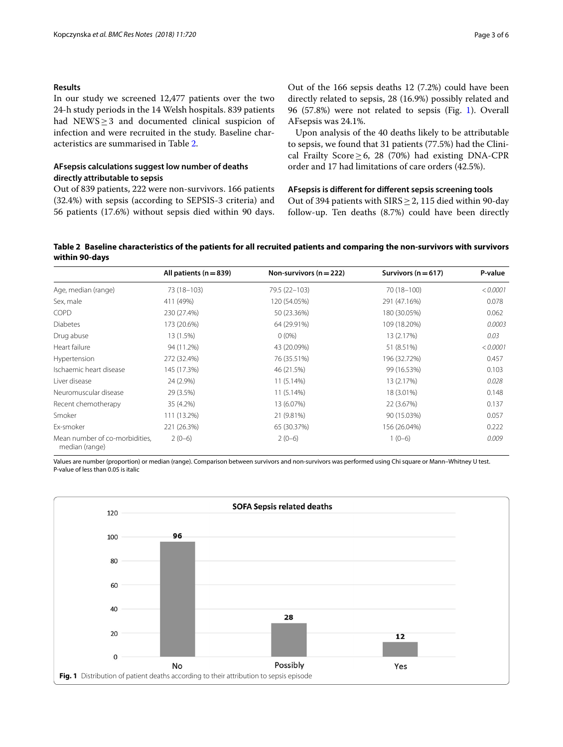## Results

In our study we screened 12,477 patients over the two 24-h study periods in the 14 Welsh hospitals. 839 patients had NEWS ≥ 3 and documented clinical suspicion of infection and were recruited in the study. Baseline characteristics are summarised in Table 2.

### AFsepsis calculations suggest low number of deaths directly attributable to sepsis

Out of 839 patients, 222 were non-survivors. 166 patients (32.4%) with sepsis (according to SEPSIS-3 criteria) and 56 patients (17.6%) without sepsis died within 90 days. Out of the 166 sepsis deaths 12 (7.2%) could have been directly related to sepsis, 28 (16.9%) possibly related and 96 (57.8%) were not related to sepsis (Fig. 1). Overall AFsepsis was 24.1%.

Upon analysis of the 40 deaths likely to be attributable to sepsis, we found that 31 patients (77.5%) had the Clinical Frailty Score ≥ 6, 28 (70%) had existing DNA-CPR order and 17 had limitations of care orders (42.5%).

### AFsepsis is different for different sepsis screening tools

Out of 394 patients with SIRS ≥ 2, 115 died within 90-day follow-up. Ten deaths (8.7%) could have been directly

**Table 2 Baseline characteristics of the patients for all recruited patients and comparing the non-survivors with survivors within 90-days**

| | All patients (n = 839) | Non-survivors (n = 222) | Survivors (n = 617) | P-value |
|---|---|---|---|---|
| Age, median (range) | 73 (18–103) | 79.5 (22–103) | 70 (18–100) | *< 0.0001* |
| Sex, male | 411 (49%) | 120 (54.05%) | 291 (47.16%) | 0.078 |
| COPD | 230 (27.4%) | 50 (23.36%) | 180 (30.05%) | 0.062 |
| Diabetes | 173 (20.6%) | 64 (29.91%) | 109 (18.20%) | *0.0003* |
| Drug abuse | 13 (1.5%) | 0 (0%) | 13 (2.17%) | *0.03* |
| Heart failure | 94 (11.2%) | 43 (20.09%) | 51 (8.51%) | *< 0.0001* |
| Hypertension | 272 (32.4%) | 76 (35.51%) | 196 (32.72%) | 0.457 |
| Ischaemic heart disease | 145 (17.3%) | 46 (21.5%) | 99 (16.53%) | 0.103 |
| Liver disease | 24 (2.9%) | 11 (5.14%) | 13 (2.17%) | *0.028* |
| Neuromuscular disease | 29 (3.5%) | 11 (5.14%) | 18 (3.01%) | 0.148 |
| Recent chemotherapy | 35 (4.2%) | 13 (6.07%) | 22 (3.67%) | 0.137 |
| Smoker | 111 (13.2%) | 21 (9.81%) | 90 (15.03%) | 0.057 |
| Ex-smoker | 221 (26.3%) | 65 (30.37%) | 156 (26.04%) | 0.222 |
| Mean number of co-morbidities, median (range) | 2 (0–6) | 2 (0–6) | 1 (0–6) | *0.009* |

Values are number (proportion) or median (range). Comparison between survivors and non-survivors was performed using Chi square or Mann–Whitney U test. P-value of less than 0.05 is italic

SOFA Sepsis related deaths

120
100
80
60
40
20
0

96
28
12

No
Possibly
Yes

**Fig. 1** Distribution of patient deaths according to their attribution to sepsis episode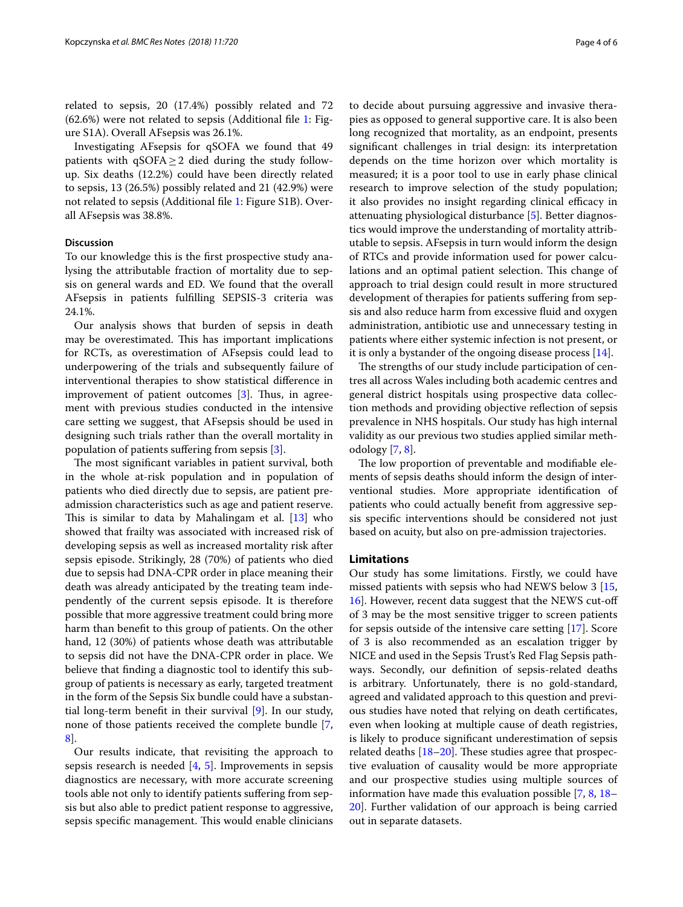related to sepsis, 20 (17.4%) possibly related and 72 (62.6%) were not related to sepsis (Additional file 1: Figure S1A). Overall AFsepsis was 26.1%.

Investigating AFsepsis for qSOFA we found that 49 patients with qSOFA $\geq 2$ died during the study follow-up. Six deaths (12.2%) could have been directly related to sepsis, 13 (26.5%) possibly related and 21 (42.9%) were not related to sepsis (Additional file 1: Figure S1B). Overall AFsepsis was 38.8%.

## Discussion

To our knowledge this is the first prospective study analysing the attributable fraction of mortality due to sepsis on general wards and ED. We found that the overall AFsepsis in patients fulfilling SEPSIS-3 criteria was 24.1%.

Our analysis shows that burden of sepsis in death may be overestimated. This has important implications for RCTs, as overestimation of AFsepsis could lead to underpowering of the trials and subsequently failure of interventional therapies to show statistical difference in improvement of patient outcomes [3]. Thus, in agreement with previous studies conducted in the intensive care setting we suggest, that AFsepsis should be used in designing such trials rather than the overall mortality in population of patients suffering from sepsis [3].

The most significant variables in patient survival, both in the whole at-risk population and in population of patients who died directly due to sepsis, are patient pre-admission characteristics such as age and patient reserve. This is similar to data by Mahalingam et al. [13] who showed that frailty was associated with increased risk of developing sepsis as well as increased mortality risk after sepsis episode. Strikingly, 28 (70%) of patients who died due to sepsis had DNA-CPR order in place meaning their death was already anticipated by the treating team independently of the current sepsis episode. It is therefore possible that more aggressive treatment could bring more harm than benefit to this group of patients. On the other hand, 12 (30%) of patients whose death was attributable to sepsis did not have the DNA-CPR order in place. We believe that finding a diagnostic tool to identify this subgroup of patients is necessary as early, targeted treatment in the form of the Sepsis Six bundle could have a substantial long-term benefit in their survival [9]. In our study, none of those patients received the complete bundle [7, 8].

Our results indicate, that revisiting the approach to sepsis research is needed [4, 5]. Improvements in sepsis diagnostics are necessary, with more accurate screening tools able not only to identify patients suffering from sepsis but also able to predict patient response to aggressive, sepsis specific management. This would enable clinicians to decide about pursuing aggressive and invasive therapies as opposed to general supportive care. It is also been long recognized that mortality, as an endpoint, presents significant challenges in trial design: its interpretation depends on the time horizon over which mortality is measured; it is a poor tool to use in early phase clinical research to improve selection of the study population; it also provides no insight regarding clinical efficacy in attenuating physiological disturbance [5]. Better diagnostics would improve the understanding of mortality attributable to sepsis. AFsepsis in turn would inform the design of RTCs and provide information used for power calculations and an optimal patient selection. This change of approach to trial design could result in more structured development of therapies for patients suffering from sepsis and also reduce harm from excessive fluid and oxygen administration, antibiotic use and unnecessary testing in patients where either systemic infection is not present, or it is only a bystander of the ongoing disease process [14].

The strengths of our study include participation of centres all across Wales including both academic centres and general district hospitals using prospective data collection methods and providing objective reflection of sepsis prevalence in NHS hospitals. Our study has high internal validity as our previous two studies applied similar methodology [7, 8].

The low proportion of preventable and modifiable elements of sepsis deaths should inform the design of interventional studies. More appropriate identification of patients who could actually benefit from aggressive sepsis specific interventions should be considered not just based on acuity, but also on pre-admission trajectories.

## Limitations

Our study has some limitations. Firstly, we could have missed patients with sepsis who had NEWS below 3 [15, 16]. However, recent data suggest that the NEWS cut-off of 3 may be the most sensitive trigger to screen patients for sepsis outside of the intensive care setting [17]. Score of 3 is also recommended as an escalation trigger by NICE and used in the Sepsis Trust's Red Flag Sepsis pathways. Secondly, our definition of sepsis-related deaths is arbitrary. Unfortunately, there is no gold-standard, agreed and validated approach to this question and previous studies have noted that relying on death certificates, even when looking at multiple cause of death registries, is likely to produce significant underestimation of sepsis related deaths [18–20]. These studies agree that prospective evaluation of causality would be more appropriate and our prospective studies using multiple sources of information have made this evaluation possible [7, 8, 18–20]. Further validation of our approach is being carried out in separate datasets.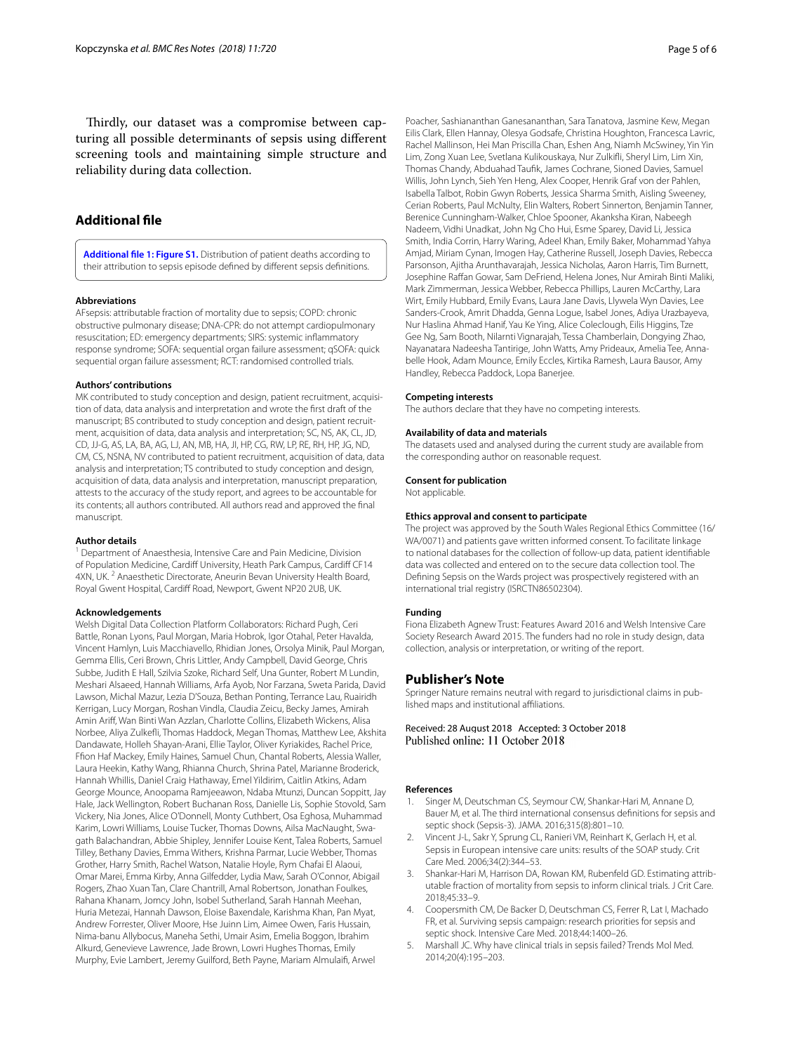Thirdly, our dataset was a compromise between capturing all possible determinants of sepsis using different screening tools and maintaining simple structure and reliability during data collection.

## Additional file

**Additional file 1: Figure S1.** Distribution of patient deaths according to their attribution to sepsis episode defined by different sepsis definitions.

#### Abbreviations

AFsepsis: attributable fraction of mortality due to sepsis; COPD: chronic obstructive pulmonary disease; DNA-CPR: do not attempt cardiopulmonary resuscitation; ED: emergency departments; SIRS: systemic inflammatory response syndrome; SOFA: sequential organ failure assessment; qSOFA: quick sequential organ failure assessment; RCT: randomised controlled trials.

#### Authors' contributions

MK contributed to study conception and design, patient recruitment, acquisition of data, data analysis and interpretation and wrote the first draft of the manuscript; BS contributed to study conception and design, patient recruitment, acquisition of data, data analysis and interpretation; SC, NS, AK, CL, JD, CD, JJ-G, AS, LA, BA, AG, LJ, AN, MB, HA, JI, HP, CG, RW, LP, RE, RH, HP, JG, ND, CM, CS, NSNA, NV contributed to patient recruitment, acquisition of data, data analysis and interpretation; TS contributed to study conception and design, acquisition of data, data analysis and interpretation, manuscript preparation, attests to the accuracy of the study report, and agrees to be accountable for its contents; all authors contributed. All authors read and approved the final manuscript.

#### Author details

[1] Department of Anaesthesia, Intensive Care and Pain Medicine, Division of Population Medicine, Cardiff University, Heath Park Campus, Cardiff CF14 4XN, UK. [2] Anaesthetic Directorate, Aneurin Bevan University Health Board, Royal Gwent Hospital, Cardiff Road, Newport, Gwent NP20 2UB, UK.

#### Acknowledgements

Welsh Digital Data Collection Platform Collaborators: Richard Pugh, Ceri Battle, Ronan Lyons, Paul Morgan, Maria Hobrok, Igor Otahal, Peter Havalda, Vincent Hamlyn, Luis Macchiavello, Rhidian Jones, Orsolya Minik, Paul Morgan, Gemma Ellis, Ceri Brown, Chris Littler, Andy Campbell, David George, Chris Subbe, Judith E Hall, Szilvia Szoke, Richard Self, Una Gunter, Robert M Lundin, Meshari Alsaeed, Hannah Williams, Arfa Ayob, Nor Farzana, Sweta Parida, David Lawson, Michal Mazur, Lezia D'Souza, Bethan Ponting, Terrance Lau, Ruairidh Kerrigan, Lucy Morgan, Roshan Vindla, Claudia Zeicu, Becky James, Amirah Amin Ariff, Wan Binti Wan Azzlan, Charlotte Collins, Elizabeth Wickens, Alisa Norbee, Aliya Zulkefli, Thomas Haddock, Megan Thomas, Matthew Lee, Akshita Dandawate, Holleh Shayan-Arani, Ellie Taylor, Oliver Kyriakides, Rachel Price, Ffion Haf Mackey, Emily Haines, Samuel Chun, Chantal Roberts, Alessia Waller, Laura Heekin, Kathy Wang, Rhianna Church, Shrina Patel, Marianne Broderick, Hannah Whillis, Daniel Craig Hathaway, Emel Yildirim, Caitlin Atkins, Adam George Mounce, Anoopama Ramjeeawon, Ndaba Mtunzi, Duncan Soppitt, Jay Hale, Jack Wellington, Robert Buchanan Ross, Danielle Lis, Sophie Stovold, Sam Vickery, Nia Jones, Alice O'Donnell, Monty Cuthbert, Osa Eghosa, Muhammad Karim, Lowri Williams, Louise Tucker, Thomas Downs, Ailsa MacNaught, Swagath Balachandran, Abbie Shipley, Jennifer Louise Kent, Talea Roberts, Samuel Tilley, Bethany Davies, Emma Withers, Krishna Parmar, Lucie Webber, Thomas Grother, Harry Smith, Rachel Watson, Natalie Hoyle, Rym Chafai El Alaoui, Omar Marei, Emma Kirby, Anna Gilfedder, Lydia Maw, Sarah O'Connor, Abigail Rogers, Zhao Xuan Tan, Clare Chantrill, Amal Robertson, Jonathan Foulkes, Rahana Khanam, Jomcy John, Isobel Sutherland, Sarah Hannah Meehan, Huria Metezai, Hannah Dawson, Eloise Baxendale, Karishma Khan, Pan Myat, Andrew Forrester, Oliver Moore, Hse Juinn Lim, Aimee Owen, Faris Hussain, Nima-banu Allybocus, Maneha Sethi, Umair Asim, Emelia Boggon, Ibrahim Alkurd, Genevieve Lawrence, Jade Brown, Lowri Hughes Thomas, Emily Murphy, Evie Lambert, Jeremy Guilford, Beth Payne, Mariam Almulaifi, Arwel Poacher, Sashiananthan Ganesananthan, Sara Tanatova, Jasmine Kew, Megan Eilis Clark, Ellen Hannay, Olesya Godsafe, Christina Houghton, Francesca Lavric, Rachel Mallinson, Hei Man Priscilla Chan, Eshen Ang, Niamh McSwiney, Yin Yin Lim, Zong Xuan Lee, Svetlana Kulikouskaya, Nur Zulkifli, Sheryl Lim, Lim Xin, Thomas Chandy, Abduahad Taufik, James Cochrane, Sioned Davies, Samuel Willis, John Lynch, Sieh Yen Heng, Alex Cooper, Henrik Graf von der Pahlen, Isabella Talbot, Robin Gwyn Roberts, Jessica Sharma Smith, Aisling Sweeney, Cerian Roberts, Paul McNulty, Elin Walters, Robert Sinnerton, Benjamin Tanner, Berenice Cunningham-Walker, Chloe Spooner, Akanksha Kiran, Nabeegh Nadeem, Vidhi Unadkat, John Ng Cho Hui, Esme Sparey, David Li, Jessica Smith, India Corrin, Harry Waring, Adeel Khan, Emily Baker, Mohammad Yahya Amjad, Miriam Cynan, Imogen Hay, Catherine Russell, Joseph Davies, Rebecca Parsonson, Ajitha Arunthavarajah, Jessica Nicholas, Aaron Harris, Tim Burnett, Josephine Raffan Gowar, Sam DeFriend, Helena Jones, Nur Amirah Binti Maliki, Mark Zimmerman, Jessica Webber, Rebecca Phillips, Lauren McCarthy, Lara Wirt, Emily Hubbard, Emily Evans, Laura Jane Davis, Llywela Wyn Davies, Lee Sanders-Crook, Amrit Dhadda, Genna Logue, Isabel Jones, Adiya Urazbayeva, Nur Haslina Ahmad Hanif, Yau Ke Ying, Alice Coleclough, Eilis Higgins, Tze Gee Ng, Sam Booth, Nilarnti Vignarajah, Tessa Chamberlain, Dongying Zhao, Nayanatara Nadeesha Tantirige, John Watts, Amy Prideaux, Amelia Tee, Annabelle Hook, Adam Mounce, Emily Eccles, Kirtika Ramesh, Laura Bausor, Amy Handley, Rebecca Paddock, Lopa Banerjee.

#### Competing interests

The authors declare that they have no competing interests.

#### Availability of data and materials

The datasets used and analysed during the current study are available from the corresponding author on reasonable request.

#### Consent for publication

Not applicable.

#### Ethics approval and consent to participate

The project was approved by the South Wales Regional Ethics Committee (16/WA/0071) and patients gave written informed consent. To facilitate linkage to national databases for the collection of follow-up data, patient identifiable data was collected and entered on to the secure data collection tool. The Defining Sepsis on the Wards project was prospectively registered with an international trial registry (ISRCTN86502304).

#### Funding

Fiona Elizabeth Agnew Trust: Features Award 2016 and Welsh Intensive Care Society Research Award 2015. The funders had no role in study design, data collection, analysis or interpretation, or writing of the report.

## Publisher's Note

Springer Nature remains neutral with regard to jurisdictional claims in published maps and institutional affiliations.

Received: 28 August 2018 Accepted: 3 October 2018
Published online: 11 October 2018

#### References

1. Singer M, Deutschman CS, Seymour CW, Shankar-Hari M, Annane D, Bauer M, et al. The third international consensus definitions for sepsis and septic shock (Sepsis-3). JAMA. 2016;315(8):801–10.
2. Vincent J-L, Sakr Y, Sprung CL, Ranieri VM, Reinhart K, Gerlach H, et al. Sepsis in European intensive care units: results of the SOAP study. Crit Care Med. 2006;34(2):344–53.
3. Shankar-Hari M, Harrison DA, Rowan KM, Rubenfeld GD. Estimating attributable fraction of mortality from sepsis to inform clinical trials. J Crit Care. 2018;45:33–9.
4. Coopersmith CM, De Backer D, Deutschman CS, Ferrer R, Lat I, Machado FR, et al. Surviving sepsis campaign: research priorities for sepsis and septic shock. Intensive Care Med. 2018;44:1400–26.
5. Marshall JC. Why have clinical trials in sepsis failed? Trends Mol Med. 2014;20(4):195–203.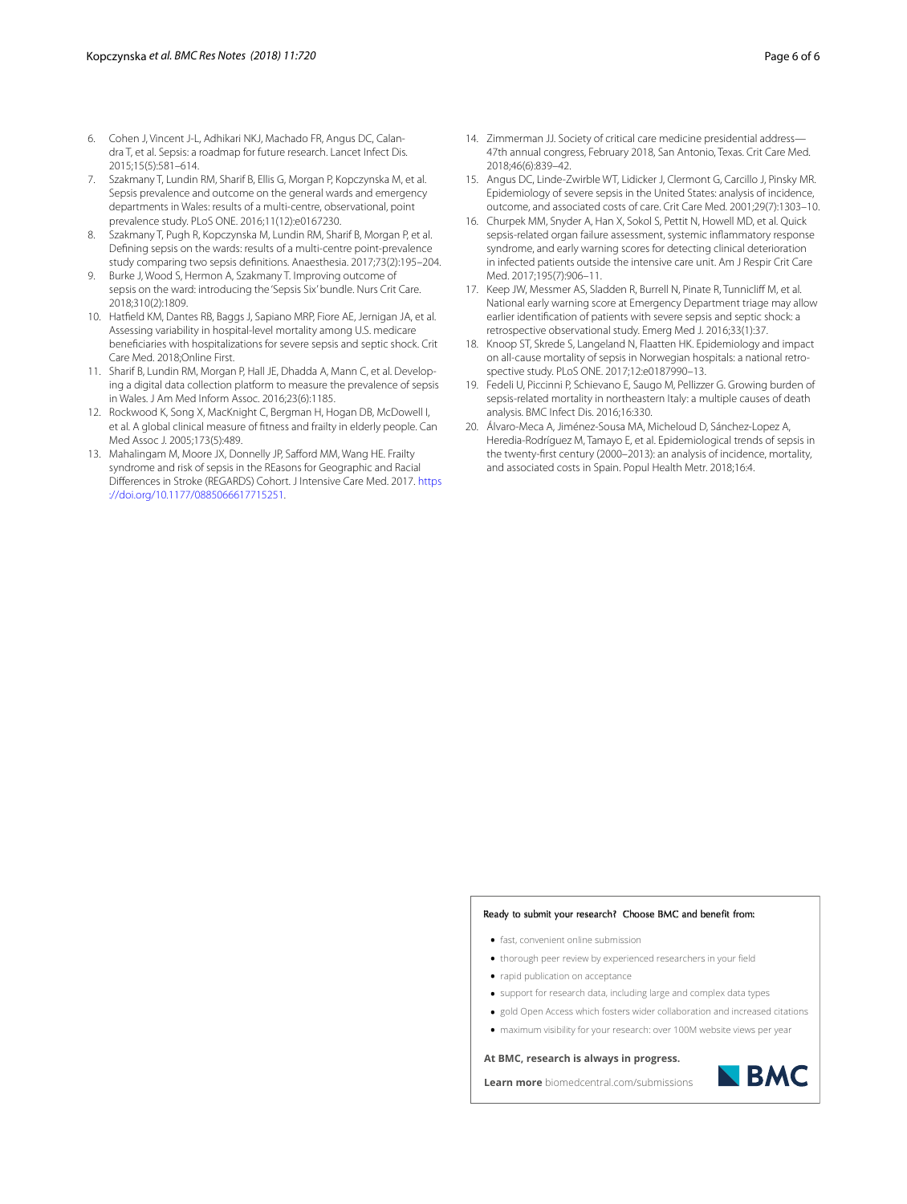6. Cohen J, Vincent J-L, Adhikari NKJ, Machado FR, Angus DC, Calandra T, et al. Sepsis: a roadmap for future research. Lancet Infect Dis. 2015;15(5):581–614.
7. Szakmany T, Lundin RM, Sharif B, Ellis G, Morgan P, Kopczynska M, et al. Sepsis prevalence and outcome on the general wards and emergency departments in Wales: results of a multi-centre, observational, point prevalence study. PLoS ONE. 2016;11(12):e0167230.
8. Szakmany T, Pugh R, Kopczynska M, Lundin RM, Sharif B, Morgan P, et al. Defining sepsis on the wards: results of a multi-centre point-prevalence study comparing two sepsis definitions. Anaesthesia. 2017;73(2):195–204.
9. Burke J, Wood S, Hermon A, Szakmany T. Improving outcome of sepsis on the ward: introducing the 'Sepsis Six' bundle. Nurs Crit Care. 2018;310(2):1809.
10. Hatfield KM, Dantes RB, Baggs J, Sapiano MRP, Fiore AE, Jernigan JA, et al. Assessing variability in hospital-level mortality among U.S. medicare beneficiaries with hospitalizations for severe sepsis and septic shock. Crit Care Med. 2018;Online First.
11. Sharif B, Lundin RM, Morgan P, Hall JE, Dhadda A, Mann C, et al. Developing a digital data collection platform to measure the prevalence of sepsis in Wales. J Am Med Inform Assoc. 2016;23(6):1185.
12. Rockwood K, Song X, MacKnight C, Bergman H, Hogan DB, McDowell I, et al. A global clinical measure of fitness and frailty in elderly people. Can Med Assoc J. 2005;173(5):489.
13. Mahalingam M, Moore JX, Donnelly JP, Safford MM, Wang HE. Frailty syndrome and risk of sepsis in the REasons for Geographic and Racial Differences in Stroke (REGARDS) Cohort. J Intensive Care Med. 2017. https://doi.org/10.1177/0885066617715251.
14. Zimmerman JJ. Society of critical care medicine presidential address—47th annual congress, February 2018, San Antonio, Texas. Crit Care Med. 2018;46(6):839–42.
15. Angus DC, Linde-Zwirble WT, Lidicker J, Clermont G, Carcillo J, Pinsky MR. Epidemiology of severe sepsis in the United States: analysis of incidence, outcome, and associated costs of care. Crit Care Med. 2001;29(7):1303–10.
16. Churpek MM, Snyder A, Han X, Sokol S, Pettit N, Howell MD, et al. Quick sepsis-related organ failure assessment, systemic inflammatory response syndrome, and early warning scores for detecting clinical deterioration in infected patients outside the intensive care unit. Am J Respir Crit Care Med. 2017;195(7):906–11.
17. Keep JW, Messmer AS, Sladden R, Burrell N, Pinate R, Tunnicliff M, et al. National early warning score at Emergency Department triage may allow earlier identification of patients with severe sepsis and septic shock: a retrospective observational study. Emerg Med J. 2016;33(1):37.
18. Knoop ST, Skrede S, Langeland N, Flaatten HK. Epidemiology and impact on all-cause mortality of sepsis in Norwegian hospitals: a national retrospective study. PLoS ONE. 2017;12:e0187990–13.
19. Fedeli U, Piccinni P, Schievano E, Saugo M, Pellizzer G. Growing burden of sepsis-related mortality in northeastern Italy: a multiple causes of death analysis. BMC Infect Dis. 2016;16:330.
20. Álvaro-Meca A, Jiménez-Sousa MA, Micheloud D, Sánchez-Lopez A, Heredia-Rodríguez M, Tamayo E, et al. Epidemiological trends of sepsis in the twenty-first century (2000–2013): an analysis of incidence, mortality, and associated costs in Spain. Popul Health Metr. 2018;16:4.

Ready to submit your research? Choose BMC and benefit from:

- fast, convenient online submission
- thorough peer review by experienced researchers in your field
- rapid publication on acceptance
- support for research data, including large and complex data types
- gold Open Access which fosters wider collaboration and increased citations
- maximum visibility for your research: over 100M website views per year

**At BMC, research is always in progress.**

**Learn more** biomedcentral.com/submissions